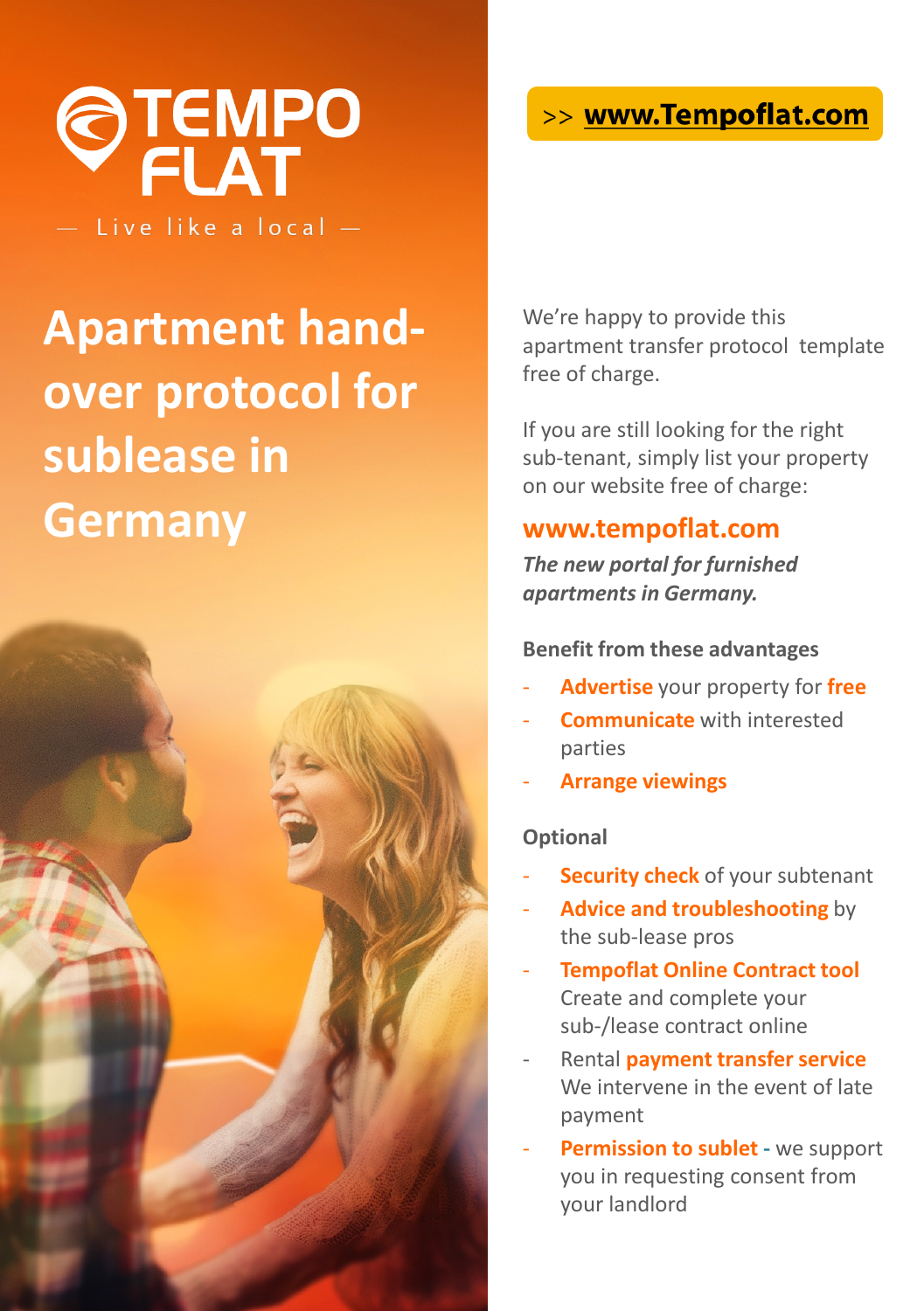TEMPO FLAT

— Live like a local —

# Apartment hand-over protocol for sublease in Germany

>> **www.Tempoflat.com**

We're happy to provide this apartment transfer protocol template free of charge.

If you are still looking for the right sub-tenant, simply list your property on our website free of charge:

## www.tempoflat.com

***The new portal for furnished apartments in Germany.***

**Benefit from these advantages**

- **Advertise** your property for **free**
- **Communicate** with interested parties
- **Arrange viewings**

**Optional**

- **Security check** of your subtenant
- **Advice and troubleshooting** by the sub-lease pros
- **Tempoflat Online Contract tool** Create and complete your sub-/lease contract online
- Rental **payment transfer service** We intervene in the event of late payment
- **Permission to sublet** - we support you in requesting consent from your landlord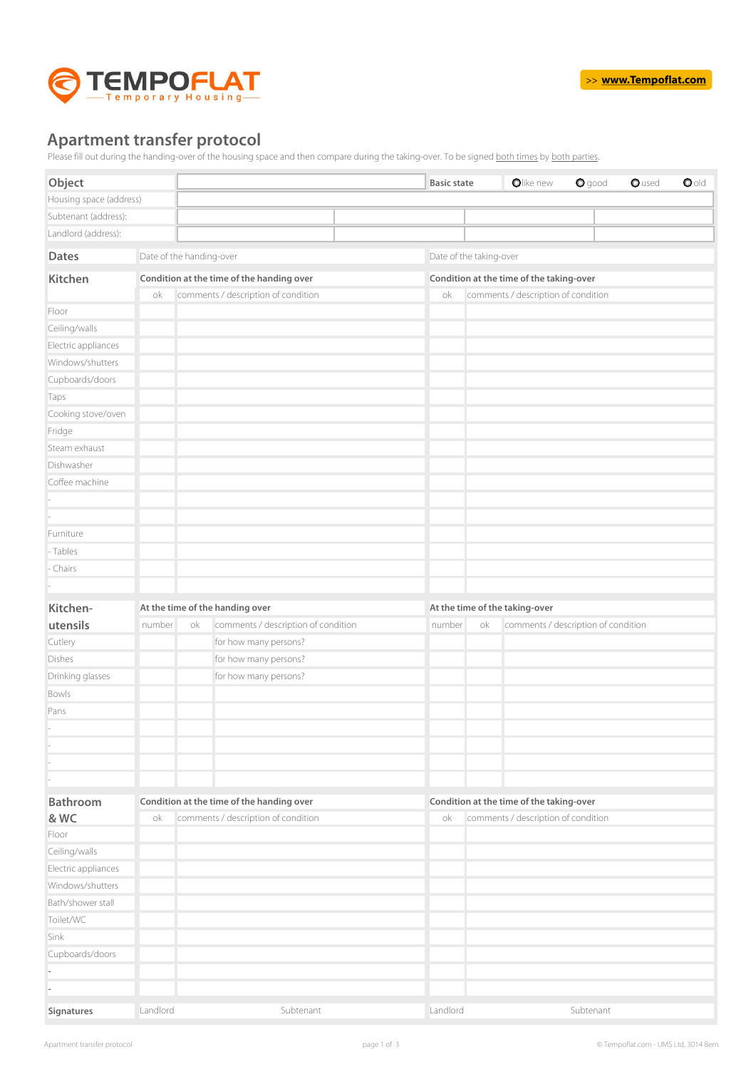TEMPOFLAT — Temporary Housing

>> **www.Tempoflat.com**

# Apartment transfer protocol

Please fill out during the handing-over of the housing space and then compare during the taking-over. To be signed both times by both parties.

| **Object** | | **Basic state** | ◯ like new | ◯ good | ◯ used | ◯ old |
|---|---|---|---|---|---|---|
| Housing space (address) | | | | | | |
| Subtenant (address): | | | | | | |
| Landlord (address): | | | | | | |

| **Dates** | Date of the handing-over | Date of the taking-over |
|---|---|---|

| **Kitchen** | Condition at the time of the handing over | | Condition at the time of the taking-over | |
|---|---|---|---|---|
| | ok | comments / description of condition | ok | comments / description of condition |
| Floor | | | | |
| Ceiling/walls | | | | |
| Electric appliances | | | | |
| Windows/shutters | | | | |
| Cupboards/doors | | | | |
| Taps | | | | |
| Cooking stove/oven | | | | |
| Fridge | | | | |
| Steam exhaust | | | | |
| Dishwasher | | | | |
| Coffee machine | | | | |
| - | | | | |
| - | | | | |
| Furniture | | | | |
| - Tables | | | | |
| - Chairs | | | | |
| - | | | | |

| **Kitchen-utensils** | At the time of the handing over | | | At the time of the taking-over | | |
|---|---|---|---|---|---|---|
| | number | ok | comments / description of condition | number | ok | comments / description of condition |
| Cutlery | | | for how many persons? | | | |
| Dishes | | | for how many persons? | | | |
| Drinking glasses | | | for how many persons? | | | |
| Bowls | | | | | | |
| Pans | | | | | | |
| - | | | | | | |
| - | | | | | | |
| - | | | | | | |
| - | | | | | | |

| **Bathroom & WC** | Condition at the time of the handing over | | Condition at the time of the taking-over | |
|---|---|---|---|---|
| | ok | comments / description of condition | ok | comments / description of condition |
| Floor | | | | |
| Ceiling/walls | | | | |
| Electric appliances | | | | |
| Windows/shutters | | | | |
| Bath/shower stall | | | | |
| Toilet/WC | | | | |
| Sink | | | | |
| Cupboards/doors | | | | |
| - | | | | |
| - | | | | |

| **Signatures** | Landlord | Subtenant | Landlord | Subtenant |
|---|---|---|---|---|

© Tempoflat.com - UMS Ltd, 3014 Bern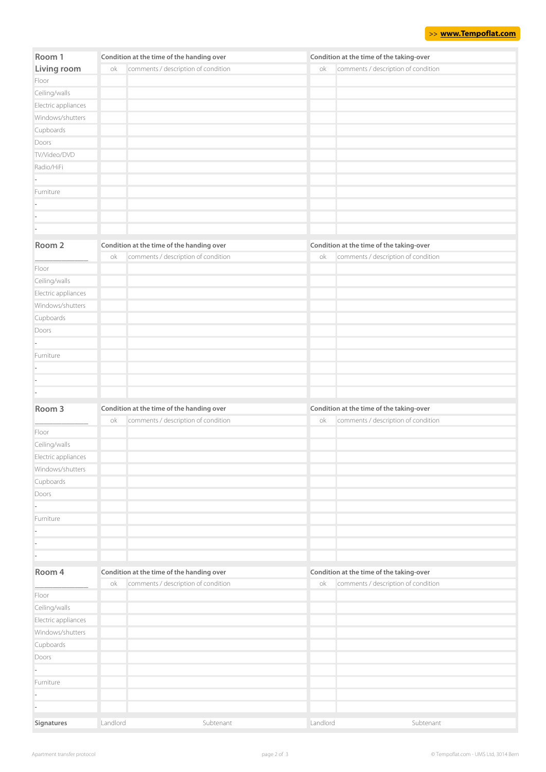>> www.Tempoflat.com

| Room 1 Living room | Condition at the time of the handing over | | Condition at the time of the taking-over | |
|---|---|---|---|---|
| | ok | comments / description of condition | ok | comments / description of condition |
| Floor | | | | |
| Ceiling/walls | | | | |
| Electric appliances | | | | |
| Windows/shutters | | | | |
| Cupboards | | | | |
| Doors | | | | |
| TV/Video/DVD | | | | |
| Radio/HiFi | | | | |
| - | | | | |
| Furniture | | | | |
| - | | | | |
| - | | | | |
| - | | | | |

| Room 2 ______________ | Condition at the time of the handing over | | Condition at the time of the taking-over | |
|---|---|---|---|---|
| | ok | comments / description of condition | ok | comments / description of condition |
| Floor | | | | |
| Ceiling/walls | | | | |
| Electric appliances | | | | |
| Windows/shutters | | | | |
| Cupboards | | | | |
| Doors | | | | |
| - | | | | |
| Furniture | | | | |
| - | | | | |
| - | | | | |
| - | | | | |

| Room 3 ______________ | Condition at the time of the handing over | | Condition at the time of the taking-over | |
|---|---|---|---|---|
| | ok | comments / description of condition | ok | comments / description of condition |
| Floor | | | | |
| Ceiling/walls | | | | |
| Electric appliances | | | | |
| Windows/shutters | | | | |
| Cupboards | | | | |
| Doors | | | | |
| - | | | | |
| Furniture | | | | |
| - | | | | |
| - | | | | |
| - | | | | |

| Room 4 ______________ | Condition at the time of the handing over | | Condition at the time of the taking-over | |
|---|---|---|---|---|
| | ok | comments / description of condition | ok | comments / description of condition |
| Floor | | | | |
| Ceiling/walls | | | | |
| Electric appliances | | | | |
| Windows/shutters | | | | |
| Cupboards | | | | |
| Doors | | | | |
| - | | | | |
| Furniture | | | | |
| - | | | | |
| - | | | | |
| **Signatures** | Landlord | Subtenant | Landlord | Subtenant |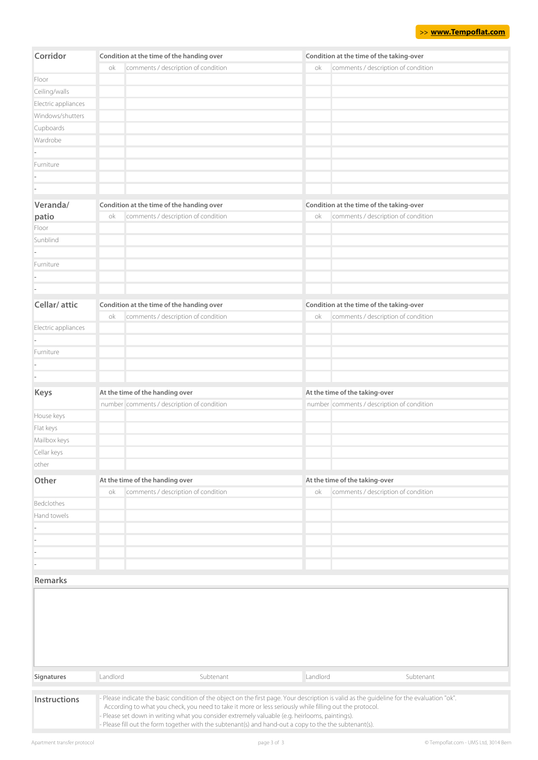>> **www.Tempoflat.com**

| Corridor | Condition at the time of the handing over | | Condition at the time of the taking-over | |
|---|---|---|---|---|
| | ok | comments / description of condition | ok | comments / description of condition |
| Floor | | | | |
| Ceiling/walls | | | | |
| Electric appliances | | | | |
| Windows/shutters | | | | |
| Cupboards | | | | |
| Wardrobe | | | | |
| - | | | | |
| Furniture | | | | |
| - | | | | |
| - | | | | |

| Veranda/ patio | Condition at the time of the handing over | | Condition at the time of the taking-over | |
|---|---|---|---|---|
| | ok | comments / description of condition | ok | comments / description of condition |
| Floor | | | | |
| Sunblind | | | | |
| - | | | | |
| Furniture | | | | |
| - | | | | |
| - | | | | |

| Cellar/ attic | Condition at the time of the handing over | | Condition at the time of the taking-over | |
|---|---|---|---|---|
| | ok | comments / description of condition | ok | comments / description of condition |
| Electric appliances | | | | |
| - | | | | |
| Furniture | | | | |
| - | | | | |
| - | | | | |

| Keys | At the time of the handing over | | At the time of the taking-over | |
|---|---|---|---|---|
| | number | comments / description of condition | number | comments / description of condition |
| House keys | | | | |
| Flat keys | | | | |
| Mailbox keys | | | | |
| Cellar keys | | | | |
| other | | | | |

| Other | At the time of the handing over | | At the time of the taking-over | |
|---|---|---|---|---|
| | ok | comments / description of condition | ok | comments / description of condition |
| Bedclothes | | | | |
| Hand towels | | | | |
| - | | | | |
| - | | | | |
| - | | | | |
| - | | | | |

## Remarks

| Signatures | Landlord | Subtenant | Landlord | Subtenant |
|---|---|---|---|---|

## Instructions

- Please indicate the basic condition of the object on the first page. Your description is valid as the guideline for the evaluation "ok". According to what you check, you need to take it more or less seriously while filling out the protocol.
- Please set down in writing what you consider extremely valuable (e.g. heirlooms, paintings).
- Please fill out the form together with the subtenant(s) and hand-out a copy to the the subtenant(s).

Apartment transfer protocol

© Tempoflat.com - UMS Ltd, 3014 Bern